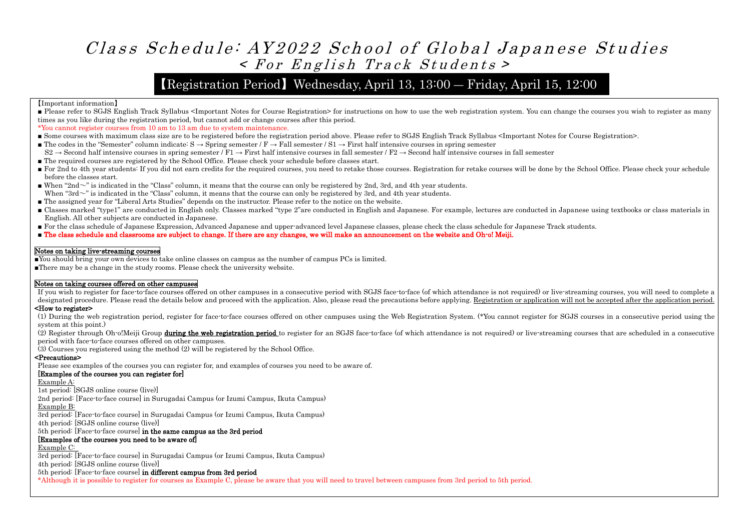# *Class Schedule: AY2022 School of Global Japanese Studies*
## *< For English Track Students >*

## 【Registration Period】Wednesday, April 13, 13:00 — Friday, April 15, 12:00

【Important information】

- Please refer to SGJS English Track Syllabus <Important Notes for Course Registration> for instructions on how to use the web registration system. You can change the courses you wish to register as many times as you like during the registration period, but cannot add or change courses after this period.
  *You cannot register courses from 10 am to 13 am due to system maintenance.
- Some courses with maximum class size are to be registered before the registration period above. Please refer to SGJS English Track Syllabus <Important Notes for Course Registration>.
- The codes in the "Semester" column indicate: S → Spring semester / F → Fall semester / S1 → First half intensive courses in spring semester
  S2 → Second half intensive courses in spring semester / F1 → First half intensive courses in fall semester / F2 → Second half intensive courses in fall semester
- The required courses are registered by the School Office. Please check your schedule before classes start.
- For 2nd to 4th year students: If you did not earn credits for the required courses, you need to retake those courses. Registration for retake courses will be done by the School Office. Please check your schedule before the classes start.
- When "2nd～" is indicated in the "Class" column, it means that the course can only be registered by 2nd, 3rd, and 4th year students.
  When "3rd～" is indicated in the "Class" column, it means that the course can only be registered by 3rd, and 4th year students.
- The assigned year for "Liberal Arts Studies" depends on the instructor. Please refer to the notice on the website.
- Classes marked "type1" are conducted in English only. Classes marked "type 2"are conducted in English and Japanese. For example, lectures are conducted in Japanese using textbooks or class materials in English. All other subjects are conducted in Japanese.
- For the class schedule of Japanese Expression, Advanced Japanese and upper-advanced level Japanese classes, please check the class schedule for Japanese Track students.
- **The class schedule and classrooms are subject to change. If there are any changes, we will make an announcement on the website and Oh-o! Meiji.**

**Notes on taking live-streaming courses**

- You should bring your own devices to take online classes on campus as the number of campus PCs is limited.
- There may be a change in the study rooms. Please check the university website.

**Notes on taking courses offered on other campuses**

If you wish to register for face-to-face courses offered on other campuses in a consecutive period with SGJS face-to-face (of which attendance is not required) or live-streaming courses, you will need to complete a designated procedure. Please read the details below and proceed with the application. Also, please read the precautions before applying. Registration or application will not be accepted after the application period.

**<How to register>**

(1) During the web registration period, register for face-to-face courses offered on other campuses using the Web Registration System. (*You cannot register for SGJS courses in a consecutive period using the system at this point.)

(2) Register through Oh-o!Meiji Group **during the web registration period** to register for an SGJS face-to-face (of which attendance is not required) or live-streaming courses that are scheduled in a consecutive period with face-to-face courses offered on other campuses.

(3) Courses you registered using the method (2) will be registered by the School Office.

**<Precautions>**

Please see examples of the courses you can register for, and examples of courses you need to be aware of.

**[Examples of the courses you can register for]**

Example A:
1st period: [SGJS online course (live)]
2nd period: [Face-to-face course] in Surugadai Campus (or Izumi Campus, Ikuta Campus)

Example B:
3rd period: [Face-to-face course] in Surugadai Campus (or Izumi Campus, Ikuta Campus)
4th period: [SGJS online course (live)]
5th period: [Face-to-face course] **in the same campus as the 3rd period**

**[Examples of the courses you need to be aware of]**

Example C:
3rd period: [Face-to-face course] in Surugadai Campus (or Izumi Campus, Ikuta Campus)
4th period: [SGJS online course (live)]
5th period: [Face-to-face course] **in different campus from 3rd period**

*Although it is possible to register for courses as Example C, please be aware that you will need to travel between campuses from 3rd period to 5th period.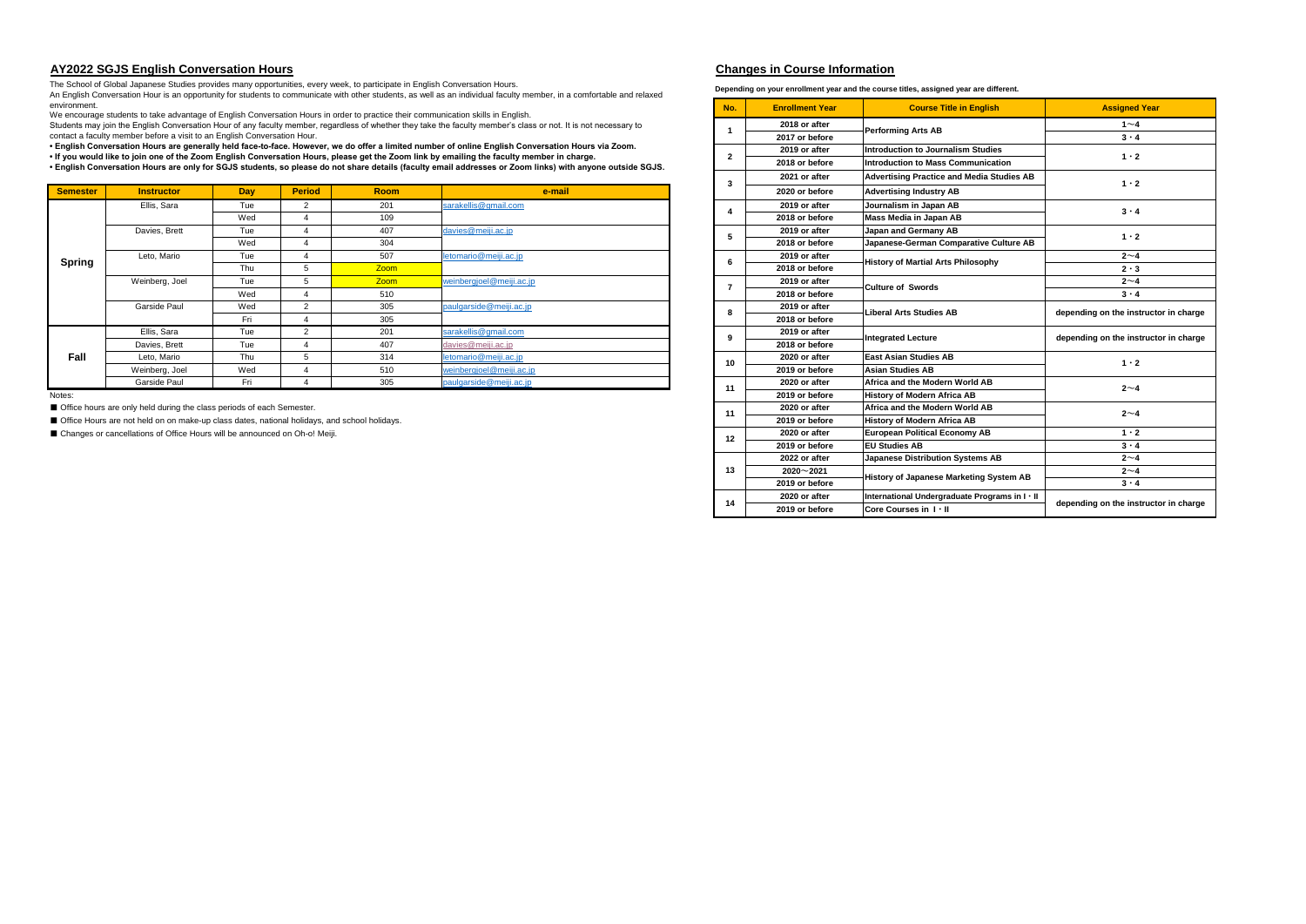## AY2022 SGJS English Conversation Hours

The School of Global Japanese Studies provides many opportunities, every week, to participate in English Conversation Hours.
An English Conversation Hour is an opportunity for students to communicate with other students, as well as an individual faculty member, in a comfortable and relaxed environment.
We encourage students to take advantage of English Conversation Hours in order to practice their communication skills in English.
Students may join the English Conversation Hour of any faculty member, regardless of whether they take the faculty member's class or not. It is not necessary to contact a faculty member before a visit to an English Conversation Hour.

**• English Conversation Hours are generally held face-to-face. However, we do offer a limited number of online English Conversation Hours via Zoom.**
**• If you would like to join one of the Zoom English Conversation Hours, please get the Zoom link by emailing the faculty member in charge.**
**• English Conversation Hours are only for SGJS students, so please do not share details (faculty email addresses or Zoom links) with anyone outside SGJS.**

| Semester | Instructor | Day | Period | Room | e-mail |
|---|---|---|---|---|---|
| Spring | Ellis, Sara | Tue | 2 | 201 | sarakellis@gmail.com |
| | | Wed | 4 | 109 | |
| | Davies, Brett | Tue | 4 | 407 | davies@meiji.ac.jp |
| | | Wed | 4 | 304 | |
| | Leto, Mario | Tue | 4 | 507 | letomario@meiji.ac.jp |
| | | Thu | 5 | Zoom | |
| | Weinberg, Joel | Tue | 5 | Zoom | weinbergjoel@meiji.ac.jp |
| | | Wed | 4 | 510 | |
| | Garside Paul | Wed | 2 | 305 | paulgarside@meiji.ac.jp |
| | | Fri | 4 | 305 | |
| Fall | Ellis, Sara | Tue | 2 | 201 | sarakellis@gmail.com |
| | Davies, Brett | Tue | 4 | 407 | davies@meiji.ac.jp |
| | Leto, Mario | Thu | 5 | 314 | letomario@meiji.ac.jp |
| | Weinberg, Joel | Wed | 4 | 510 | weinbergjoel@meiji.ac.jp |
| | Garside Paul | Fri | 4 | 305 | paulgarside@meiji.ac.jp |

Notes:

■ Office hours are only held during the class periods of each Semester.

■ Office Hours are not held on on make-up class dates, national holidays, and school holidays.

■ Changes or cancellations of Office Hours will be announced on Oh-o! Meiji.

## Changes in Course Information

**Depending on your enrollment year and the course titles, assigned year are different.**

| No. | Enrollment Year | Course Title in English | Assigned Year |
|---|---|---|---|
| 1 | 2018 or after | Performing Arts AB | 1～4 |
| | 2017 or before | | 3・4 |
| 2 | 2019 or after | Introduction to Journalism Studies | 1・2 |
| | 2018 or before | Introduction to Mass Communication | |
| 3 | 2021 or after | Advertising Practice and Media Studies AB | 1・2 |
| | 2020 or before | Advertising Industry AB | |
| 4 | 2019 or after | Journalism in Japan AB | 3・4 |
| | 2018 or before | Mass Media in Japan AB | |
| 5 | 2019 or after | Japan and Germany AB | 1・2 |
| | 2018 or before | Japanese-German Comparative Culture AB | |
| 6 | 2019 or after | History of Martial Arts Philosophy | 2～4 |
| | 2018 or before | | 2・3 |
| 7 | 2019 or after | Culture of Swords | 2～4 |
| | 2018 or before | | 3・4 |
| 8 | 2019 or after | Liberal Arts Studies AB | depending on the instructor in charge |
| | 2018 or before | | |
| 9 | 2019 or after | Integrated Lecture | depending on the instructor in charge |
| | 2018 or before | | |
| 10 | 2020 or after | East Asian Studies AB | 1・2 |
| | 2019 or before | Asian Studies AB | |
| 11 | 2020 or after | Africa and the Modern World AB | 2～4 |
| | 2019 or before | History of Modern Africa AB | |
| 11 | 2020 or after | Africa and the Modern World AB | 2～4 |
| | 2019 or before | History of Modern Africa AB | |
| 12 | 2020 or after | European Political Economy AB | 1・2 |
| | 2019 or before | EU Studies AB | 3・4 |
| 13 | 2022 or after | Japanese Distribution Systems AB | 2～4 |
| | 2020～2021 | History of Japanese Marketing System AB | 2～4 |
| | 2019 or before | | 3・4 |
| 14 | 2020 or after | International Undergraduate Programs in Ⅰ・Ⅱ | depending on the instructor in charge |
| | 2019 or before | Core Courses in Ⅰ・Ⅱ | |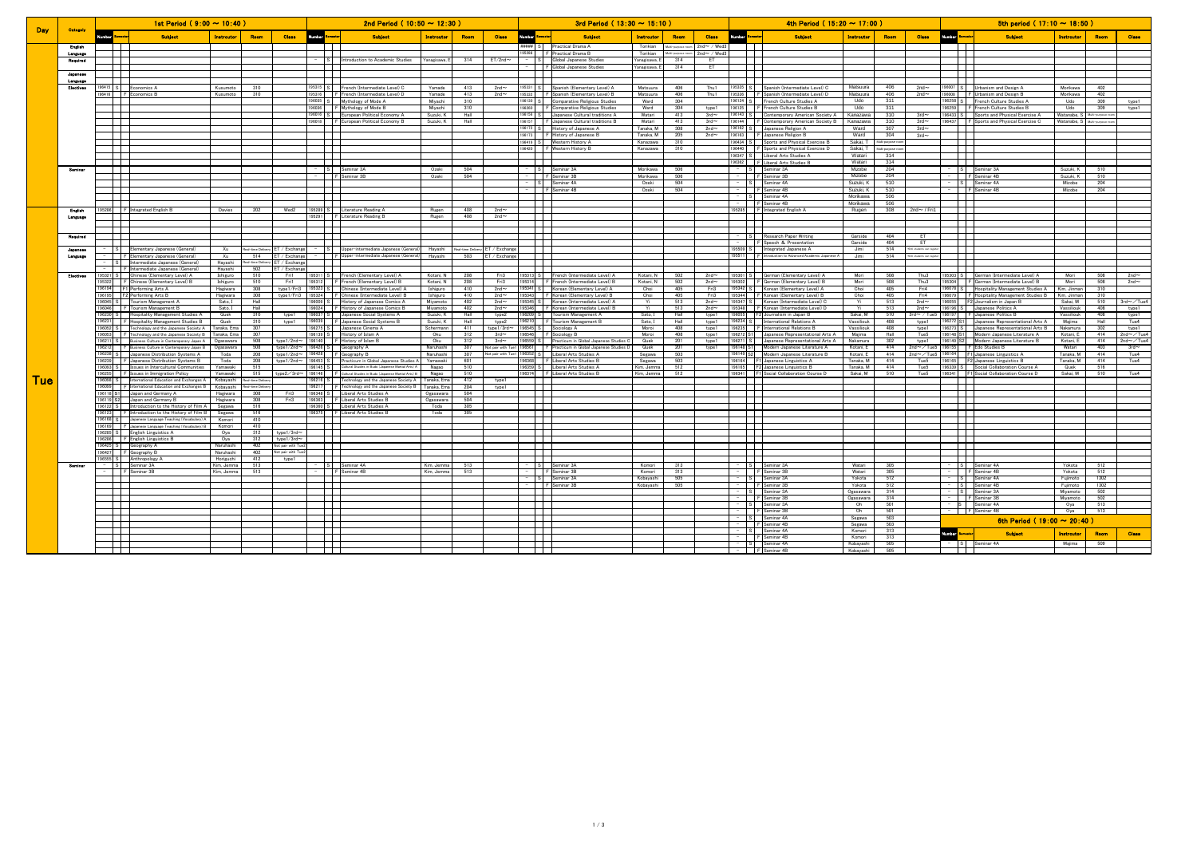# Tue

## 1st Period ( 9:00 ～ 10:40 )

| Category | Number | Semester | Subject | Instructor | Room | Class |
|---|---|---|---|---|---|---|
| Japanese Language Electives | 196415 | S | Economics A | Kusumoto | 310 | |
| | 196416 | F | Economics B | Kusumoto | 310 | |
| English Language | 195286 | F | Integrated English B | Davies | 202 | Wed2 |
| Japanese Language | – | S | Elementary Japanese (General) | Xu | Real-time Delivery | ET / Exchange |
| | – | F | Elementary Japanese (General) | Xu | 514 | ET / Exchange |
| | – | S | Intermediate Japanese (General) | Hayashi | Real-time Delivery | ET / Exchange |
| | – | F | Intermediate Japanese (General) | Hayashi | 502 | ET / Exchange |
| Electives | 195321 | S | Chinese (Elementary Level) A | Ishiguro | 510 | Fri1 |
| | 195322 | F | Chinese (Elementary Level) B | Ishiguro | 510 | Fri1 |
| | 196194 | F1 | Performing Arts A | Hagiwara | 308 | type1/Fri3 |
| | 196195 | F2 | Performing Arts B | Hagiwara | 308 | type1/Fri3 |
| | 196045 | S | Tourism Management A | Sato, I | Hall | |
| | 196046 | F | Tourism Management B | Sato, I | Hall | |
| | 196230 | S | Hospitality Management Studies A | Quek | 310 | type1 |
| | 196231 | F | Hospitality Management Studies B | Quek | 310 | type1 |
| | 196052 | S | Technology and the Japanese Society A | Tanaka, Ema | 307 | |
| | 196053 | F | Technology and the Japanese Society B | Tanaka, Ema | 307 | |
| | 196211 | S | Business Culture in Contemporary Japan A | Ogasawara | 508 | type1/2nd～ |
| | 196212 | F | Business Culture in Contemporary Japan B | Ogasawara | 508 | type1/2nd～ |
| | 196238 | S | Japanese Distribution Systems A | Toda | 208 | type1/2nd～ |
| | 196239 | F | Japanese Distribution Systems B | Toda | 208 | type1/2nd～ |
| | 196093 | S | Issues in Intercultural Communities | Yamawaki | 515 | |
| | 196255 | F | Issues in Immigration Policy | Yamawaki | 515 | type2/3rd～ |
| | 196066 | S | International Education and Exchanges A | Kobayashi | Real-time Delivery | |
| | 196066 | F | International Education and Exchanges B | Kobayashi | Real-time Delivery | |
| | 196118 | S1 | Japan and Germany A | Hagiwara | 308 | Fri3 |
| | 196119 | S2 | Japan and Germany B | Hagiwara | 308 | Fri3 |
| | 196122 | S | Introduction to the History of Film A | Segawa | 516 | |
| | 196123 | F | Introduction to the History of Film B | Segawa | 516 | |
| | 196168 | S | Japanese Language Teaching (Vocabulary) A | Komori | 410 | |
| | 196169 | F | Japanese Language Teaching (Vocabulary) B | Komori | 410 | |
| | 196285 | S | English Linguistics A | Oya | 312 | type1/3rd～ |
| | 196286 | F | English Linguistics B | Oya | 312 | type1/3rd～ |
| | 196425 | S | Geography A | Naruhashi | 402 | Not pair with Tue2 |
| | 196427 | F | Geography B | Naruhashi | 402 | Not pair with Tue2 |
| | 196585 | S | Anthropology A | Horiguchi | 412 | type1 |
| Seminar | – | S | Seminar 3A | Kim, Jemma | 513 | |
| | – | F | Seminar 3B | Kim, Jemma | 513 | |

## 2nd Period ( 10:50 ～ 12:30 )

| Category | Number | Semester | Subject | Instructor | Room | Class |
|---|---|---|---|---|---|---|
| English Language Required | – | S | Introduction to Academic Studies | Yanagisawa, E | 314 | ET/2nd～ |
| Japanese Language Electives | 195315 | S | French (Intermediate Level) C | Yamada | 413 | 2nd～ |
| | 195316 | F | French (Intermediate Level) D | Yamada | 413 | 2nd～ |
| | 196035 | S | Mythology of Mode A | Miyachi | 310 | |
| | 196036 | F | Mythology of Mode B | Miyachi | 310 | |
| | 196056 | S | European Political Economy A | Suzuki, K | Hall | |
| | 196057 | F | European Political Economy B | Suzuki, K | Hall | |
| Seminar | – | S | Seminar 3A | Ozeki | 504 | |
| | – | F | Seminar 3B | Ozeki | 504 | |
| English Language | 195289 | S | Literature Reading A | Rugen | 408 | 2nd～ |
| | 195291 | F | Literature Reading B | Rugen | 408 | 2nd～ |
| Japanese Language | – | S | Upper-intermediate Japanese (General) | Hayashi | Real-time Delivery | ET / Exchange |
| | – | F | Upper-intermediate Japanese (General) | Hayashi | 503 | ET / Exchange |
| Electives | 195311 | S | French (Elementary Level) A | Kotani, N | 208 | Fri3 |
| | 195312 | F | French (Elementary Level) B | Kotani, N | 208 | Fri3 |
| | 195323 | S | Chinese (Intermediate Level) A | Ishiguro | 410 | 2nd～ |
| | 195324 | F | Chinese (Intermediate Level) B | Ishiguro | 410 | 2nd～ |
| | 196009 | S | History of Japanese Comics A | Miyamoto | 402 | 2nd～ |
| | 196024 | F | History of Japanese Comics B | Miyamoto | 402 | 2nd～ |
| | 196037 | S | Japanese Social Systems A | Suzuki, K | Hall | type2 |
| | 196038 | F | Japanese Social Systems B | Suzuki, K | Hall | type2 |
| | 196075 | S | Japanese Cinema A | Schermann | 411 | type1/3rd～ |
| | 196139 | S | History of Islam A | Oku | 312 | 3rd～ |
| | 196140 | F | History of Islam B | Oku | 312 | 3rd～ |
| | 196426 | S | Geography A | Naruhashi | 307 | Not pair with Tue1 |
| | 196428 | F | Geography B | Naruhashi | 307 | Not pair with Tue1 |
| | 196453 | S | Practicum in Global Japanese Studies A | Yamawaki | 601 | |
| | 196145 | S | Cultural Studies in Budo (Japanese Martial Arts) A | Nagao | 510 | |
| | 196146 | F | Cultural Studies in Budo (Japanese Martial Arts) B | Nagao | 510 | |
| | 196216 | S | Technology and the Japanese Society A | Tanaka, Ema | 412 | type1 |
| | 196217 | F | Technology and the Japanese Society B | Tanaka, Ema | 204 | type1 |
| | 196348 | S | Liberal Arts Studies A | Ogasawara | 504 | |
| | 196363 | F | Liberal Arts Studies B | Ogasawara | 504 | |
| | 196360 | S | Liberal Arts Studies A | Toda | 305 | |
| | 196375 | F | Liberal Arts Studies B | Toda | 305 | |
| Seminar | – | S | Seminar 4A | Kim, Jemma | 513 | |
| | – | F | Seminar 4B | Kim, Jemma | 513 | |

## 3rd Period ( 13:30 ～ 15:10 )

| Category | Number | Semester | Subject | Instructor | Room | Class |
|---|---|---|---|---|---|---|
| English Language Required | ##### | S | Practical Drama A | Torikan | Multi-purpose room | 2nd～ / Wed3 |
| | 196268 | F | Practical Drama B | Torikan | Multi-purpose room | 2nd～ / Wed3 |
| | – | S | Global Japanese Studies | Yanagisawa, E | 314 | ET |
| | | F | Global Japanese Studies | Yanagisawa, E | 314 | ET |
| Japanese Language Electives | 195331 | S | Spanish (Elementary Level) A | Matsuura | 406 | Thu1 |
| | 195332 | F | Spanish (Elementary Level) B | Matsuura | 406 | Thu1 |
| | 196130 | S | Comparative Religious Studies | Ward | 304 | |
| | 196260 | F | Comparative Religious Studies | Ward | 304 | type1 |
| | 196154 | S | Japanese Cultural traditions A | Watari | 413 | 3rd～ |
| | 196157 | F | Japanese Cultural traditions B | Watari | 413 | 3rd～ |
| | 196172 | S | History of Japanese A | Tanaka, M | 308 | 2nd～ |
| | 196173 | F | History of Japanese B | Tanaka, M | 205 | 2nd～ |
| | 196419 | S | Western History A | Kanazawa | 310 | |
| | 196420 | F | Western History B | Kanazawa | 310 | |
| Seminar | – | S | Seminar 3A | Morikawa | 506 | |
| | – | F | Seminar 3B | Morikawa | 506 | |
| | – | S | Seminar 4A | Ozeki | 504 | |
| | | F | Seminar 4B | Ozeki | 504 | |
| Electives | 195313 | S | French (Intermediate Level) A | Kotani, N | 502 | 2nd～ |
| | 195314 | F | French (Intermediate Level) B | Kotani, N | 502 | 2nd～ |
| | 195341 | S | Korean (Elementary Level) A | Choi | 405 | Fri3 |
| | 195343 | F | Korean (Elementary Level) B | Choi | 405 | Fri3 |
| | 195345 | S | Korean (Intermediate Level) A | Yi | 513 | 2nd～ |
| | 195346 | F | Korean (Intermediate Level) B | Yi | 513 | 2nd～ |
| | 196209 | S | Tourism Management A | Sato, I | Hall | type1 |
| | 196210 | F | Tourism Management B | Sato, I | Hall | type1 |
| | 196545 | S | Sociology A | Moroi | 408 | type1 |
| | 196546 | F | Sociology B | Moroi | 408 | type1 |
| | 196559 | S | Practicum in Global Japanese Studies C | Quek | 201 | type1 |
| | 196561 | F | Practicum in Global Japanese Studies D | Quek | 201 | type1 |
| | 196352 | S | Liberal Arts Studies A | Segawa | 503 | |
| | 196368 | F | Liberal Arts Studies B | Segawa | 503 | |
| | 196359 | S | Liberal Arts Studies A | Kim, Jemma | 512 | |
| | 196374 | F | Liberal Arts Studies B | Kim, Jemma | 512 | |
| Seminar | – | S | Seminar 3A | Komori | 313 | |
| | | F | Seminar 3B | Komori | 313 | |
| | – | S | Seminar 3A | Kobayashi | 505 | |
| | – | F | Seminar 3B | Kobayashi | 505 | |

## 4th Period ( 15:20 ～ 17:00 )

| Category | Number | Semester | Subject | Instructor | Room | Class |
|---|---|---|---|---|---|---|
| Japanese Language Electives | 195335 | S | Spanish (Intermediate Level) C | Matsuura | 406 | 2nd～ |
| | 195336 | F | Spanish (Intermediate Level) D | Matsuura | 406 | 2nd～ |
| | 196124 | S | French Culture Studies A | Udo | 311 | |
| | 196125 | F | French Culture Studies B | Udo | 311 | |
| | 196142 | S | Contemporary American Society A | Kanazawa | 310 | 3rd～ |
| | 196144 | F | Contemporary American Society B | Kanazawa | 310 | 3rd～ |
| | 196182 | S | Japanese Religion A | Ward | 307 | 3rd～ |
| | 196183 | F | Japanese Religion B | Ward | 304 | 3rd～ |
| | 196434 | S | Sports and Physical Exercise B | Sakai, T | Multi-purpose room | |
| | 196440 | F | Sports and Physical Exercise D | Sakai, T | Multi-purpose room | |
| | 196347 | S | Liberal Arts Studies A | Watari | 314 | |
| | 196362 | F | Liberal Arts Studies B | Watari | 314 | |
| Seminar | – | S | Seminar 3A | Mizobe | 204 | |
| | – | F | Seminar 3B | Mizobe | 204 | |
| | – | S | Seminar 4A | Suzuki, K | 510 | |
| | | F | Seminar 4B | Suzuki, K | 510 | |
| | – | S | Seminar 4A | Morikawa | 506 | |
| | | F | Seminar 4B | Morikawa | 506 | |
| English Language | 195285 | F | Integrated English A | Rugen | 308 | 2nd～ / Fri1 |
| Required | – | S | Research Paper Writing | Garside | 404 | ET |
| | – | F | Speech & Presentation | Garside | 404 | ET |
| Japanese Language | 195509 | S | Integrated Japanese A | Jimi | 514 | Most students can register |
| | 195511 | F | Introduction to Advanced Academic Japanese A | Jimi | 514 | Most students can register |
| Electives | 195301 | S | German (Elementary Level) A | Mori | 508 | Thu3 |
| | 195302 | F | German (Elementary Level) B | Mori | 508 | Thu3 |
| | 195342 | S | Korean (Elementary Level) A | Choi | 405 | Fri4 |
| | 195344 | F | Korean (Elementary Level) B | Choi | 405 | Fri4 |
| | 195347 | S | Korean (Intermediate Level) C | Yi | 513 | 2nd～ |
| | 195348 | F | Korean (Intermediate Level) D | Yi | 513 | 2nd～ |
| | 196055 | F2 | Journalism in Japan B | Sakai, M | 510 | 3rd～ / Tue5 |
| | 196234 | S | International Relations A | Vassiliouk | 408 | type1 |
| | 196235 | F | International Relations B | Vassiliouk | 408 | type1 |
| | 196272 | S1 | Japanese Representational Arts A | Majima | Hall | Tue5 |
| | 196271 | S | Japanese Representational Arts A | Nakamura | 302 | type1 |
| | 196148 | S1 | Modern Japanese Literature A | Kotani, E | 414 | 2nd～ / Tue5 |
| | 196149 | S2 | Modern Japanese Literature B | Kotani, E | 414 | 2nd～ / Tue5 |
| | 196164 | F1 | Japanese Linguistics A | Tanaka, M | 414 | Tue5 |
| | 196165 | F2 | Japanese Linguistics B | Tanaka, M | 414 | Tue5 |
| | 196341 | F1 | Social Collaboration Course D | Sakai, M | 510 | Tue5 |
| Seminar | – | S | Seminar 3A | Watari | 305 | |
| | | F | Seminar 3B | Watari | 305 | |
| | – | S | Seminar 3A | Yokota | 512 | |
| | | F | Seminar 3B | Yokota | 512 | |
| | – | S | Seminar 3A | Ogasawara | 314 | |
| | | F | Seminar 3B | Ogasawara | 314 | |
| | – | S | Seminar 3A | Oh | 501 | |
| | | F | Seminar 3B | Oh | 501 | |
| | – | S | Seminar 4A | Segawa | 503 | |
| | | F | Seminar 4B | Segawa | 503 | |
| | – | S | Seminar 3A | Komori | 313 | |
| | | F | Seminar 4B | Komori | 313 | |
| | – | S | Seminar 4A | Kobayashi | 505 | |
| | | F | Seminar 4B | Kobayashi | 505 | |

## 5th Period ( 17:10 ～ 18:50 )

| Category | Number | Semester | Subject | Instructor | Room | Class |
|---|---|---|---|---|---|---|
| Japanese Language Electives | 196007 | S | Urbanism and Design A | Morikawa | 402 | |
| | 196008 | F | Urbanism and Design B | Morikawa | 402 | |
| | 196258 | S | French Culture Studies A | Udo | 309 | type1 |
| | 196259 | F | French Culture Studies B | Udo | 309 | type1 |
| | 196433 | S | Sports and Physical Exercise A | Watanabe, S | Multi-purpose room | |
| | 196437 | F | Sports and Physical Exercise C | Watanabe, S | Multi-purpose room | |
| Seminar | – | S | Seminar 3A | Suzuki, K | 510 | |
| | – | F | Seminar 4B | Suzuki, K | 510 | |
| | – | S | Seminar 4A | Mizobe | 204 | |
| | – | F | Seminar 4B | Mizobe | 204 | |
| Electives | 195303 | S | German (Intermediate Level) A | Mori | 508 | 2nd～ |
| | 195304 | F | German (Intermediate Level) B | Mori | 508 | 2nd～ |
| | 196078 | S | Hospitality Management Studies A | Kim, Jinman | 310 | |
| | 196079 | F | Hospitality Management Studies B | Kim, Jinman | 310 | |
| | 196055 | F2 | Journalism in Japan B | Sakai, M | 510 | 3rd～ / Tue4 |
| | 196196 | S | Japanese Politics A | Vassiliouk | 408 | type1 |
| | 196197 | F | Japanese Politics B | Vassiliouk | 408 | type1 |
| | 196272 | S1 | Japanese Representational Arts A | Majima | Hall | Tue4 |
| | 196273 | S | Japanese Representational Arts B | Nakamura | 302 | type1 |
| | 196148 | S1 | Modern Japanese Literature A | Kotani, E | 414 | 2nd～ / Tue4 |
| | 196149 | S2 | Modern Japanese Literature B | Kotani, E | 414 | 2nd～ / Tue4 |
| | 196155 | F | Edo Studies B | Watari | 403 | 3rd～ |
| | 196164 | F1 | Japanese Linguistics A | Tanaka, M | 414 | Tue4 |
| | 196165 | F2 | Japanese Linguistics B | Tanaka, M | 414 | Tue4 |
| | 196339 | S | Social Collaboration Course A | Quek | 516 | |
| | 196341 | F1 | Social Collaboration Course D | Sakai, M | 510 | Tue4 |
| Seminar | – | S | Seminar 4A | Yokota | 512 | |
| | – | F | Seminar 4B | Yokota | 512 | |
| | – | S | Seminar 4A | Fujimoto | 1302 | |
| | – | F | Seminar 4B | Fujimoto | 1302 | |
| | – | S | Seminar 3A | Miyamoto | 502 | |
| | – | F | Seminar 3B | Miyamoto | 502 | |
| | – | S | Seminar 4A | Oya | 513 | |
| | – | F | Seminar 4B | Oya | 513 | |

## 6th Period ( 19:00 ～ 20:40 )

| Number | Semester | Subject | Instructor | Room | Class |
|---|---|---|---|---|---|
| | S | Seminar 4A | Majima | 509 | |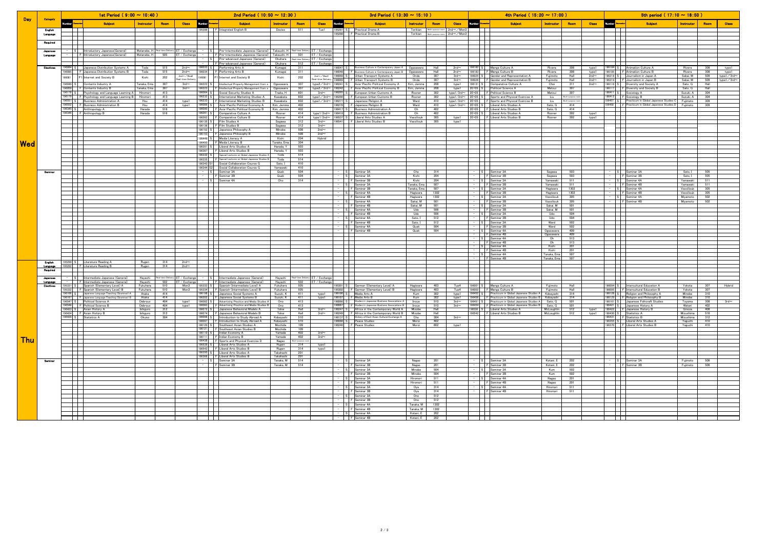## Wed

### 1st Period (9:00 ～ 10:40)

| Category | Number | Semester | Subject | Instructor | Room | Class |
|---|---|---|---|---|---|---|
| Japanese Language | – | S | Introductory Japanese(General) | Watanabe, H | Real-time Delivery | ET / Exchange |
| | – | F | Introductory Japanese(General) | Watanabe, H | 505 | ET / Exchange |
| Electives | 196084 | S | Japanese Distribution Systems A | Toda | 515 | 2nd～ |
| | 196085 | F | Japanese Distribution Systems B | Toda | 515 | 2nd～ |
| | 196081 | F | Internet and Society B | Kishi | 202 | 2nd～/Week2 Real-time Delivery |
| | 196049 | S | Contents Industry A | Tanaka, Ema | 307 | 3rd～ |
| | 196050 | F | Contents Industry B | Tanaka, Ema | 307 | 3rd～ |
| | 196118 | S | Psychology and Language Learning A | Hiromori | 413 | |
| | 196119 | F | Psychology and Language Learning B | Hiromori | 413 | |
| | 196551 | S | Business Administration A | Hsu | 414 | type1 |
| | 196552 | F | Business Administration B | Hsu | 414 | type1 |
| | 196345 | S | Anthropology A | Harada | 516 | |
| | 196346 | F | Anthropology B | Harada | 516 | |

### 2nd Period (10:50 ～ 12:30)

| Category | Number | Semester | Subject | Instructor | Room | Class |
|---|---|---|---|---|---|---|
| English Language | 195286 | F | Integrated English B | Davies | 511 | Tue1 |
| Japanese Language | – | S | Pre-intermediate Japanese (General) | Takeuchi, H | Real-time Delivery | ET / Exchange |
| | – | F | Pre-intermediate Japanese (General) | Takeuchi, H | 501 | ET / Exchange |
| | – | S | Pre-advanced Japanese (General) | Okuhara | Real-time Delivery | ET / Exchange |
| | – | F | Pre-advanced Japanese (General) | Okuhara | 512 | ET / Exchange |
| Electives | 196033 | S | Performing Arts A | Kumagai | 311 | |
| | 196034 | F | Performing Arts B | Kumagai | 311 | |
| | 196081 | | Internet and Society B | Kishi | 202 | 2nd～/Week1 Real-time Delivery |
| | 196222 | S | Intellectual Property Management from a ... | Ogasawara | 307 | type2/3rd～ |
| | 196223 | F | Intellectual Property Management from a ... | Ogasawara | 307 | type2/3rd～ |
| | 196094 | S | Social Security Studies A | Tsuka, H | 601 | 3rd～ |
| | 196232 | S | International Marketing Studies A | Kawabata | 602 | type1/3rd～ |
| | 196233 | F | International Marketing Studies B | Kawabata | 602 | type1/3rd～ |
| | 196088 | S | Asia-Pacific Political Economy A | Kim, Jemma | 402 | |
| | 196090 | F | Asia-Pacific Political Economy B | Kim, Jemma | 402 | |
| | 196261 | S | Comparative Culture A | Rosner | 414 | type1/2nd～ |
| | 196262 | F | Comparative Culture B | Rosner | 414 | type1/2nd～ |
| | 196135 | S | Film Studies A | Segawa | 312 | 3rd～ |
| | 196136 | F | Film Studies B | Segawa | 312 | 3rd～ |
| | 196152 | S | Japanese Philosophy A | Minobe | 508 | 2nd～ |
| | 196153 | F | Japanese Philosophy B | Minobe | 508 | 2nd～ |
| | 196449 | S | Media Literacy A | Kishi | 204 | Hybrid |
| | 196450 | F | Media Literacy B | Tanaka, Ema | 304 | |
| | 196351 | S | Liberal Arts Studies A | Harada, Y | 503 | |
| | 196367 | F | Liberal Arts Studies B | Harada, Y | 503 | |
| | 196332 | S | Special Lectures on Global Japanese Studies A | Toda | 514 | |
| | 196335 | F | Special Lectures on Global Japanese Studies B | Toda | 514 | |
| | 196343 | S1 | Social Collaboration Course G | Sato, I | 410 | |
| | 196344 | S2 | Social Collaboration Course G | Yamasaki | 410 | |
| Seminar | – | S | Seminar 3A | Quek | 504 | |
| | – | F | Seminar 3B | Quek | 504 | |
| | – | S | Seminar 4A | Cho | 314 | |

### 3rd Period (13:30 ～ 15:10)

| Category | Number | Semester | Subject | Instructor | Room | Class |
|---|---|---|---|---|---|---|
| English Language | 195287 | S | Practical Drama A | Tonkian | Multi-purpose room | 2nd～/Mon3 |
| | 195288 | F | Practical Drama B | Tonkian | Multi-purpose room | 2nd～/Mon3 |
| Electives | 196047 | S | Business Culture in Contemporary Japan A | Ogasawara | Hall | 2nd～ |
| | 196048 | F | Business Culture in Contemporary Japan B | Ogasawara | Hall | 2nd～ |
| | 196068 | S | Urban Transport Systems A | Onda | 307 | 3rd～ |
| | 196069 | F | Urban Transport Systems B | Onda | 307 | 3rd～ |
| | 196241 | S | Asia-Pacific Political Economy A | Kim, Jemma | 208 | type1 |
| | 196242 | F | Asia-Pacific Political Economy B | Kim, Jemma | 208 | type1 |
| | 196265 | S | European Urban Customs A | Rosner | 302 | type1/3rd～ |
| | 196266 | F | European Urban Customs B | Rosner | 302 | type1/3rd～ |
| | 196277 | S | Japanese Religion A | Ward | 410 | type1/3rd～ |
| | 196278 | F | Japanese Religion B | Ward | 410 | type1/3rd～ |
| | 196417 | S | Business Administration A | Oh | 402 | |
| | 196418 | F | Business Administration B | Oh | 402 | |
| | 196537 | S | Liberal Arts Studies A | Vassilouk | 305 | type1 |
| | 196541 | F | Liberal Arts Studies B | Vassilouk | 305 | type1 |
| Seminar | – | S | Seminar 3A | Cho | 314 | |
| | – | S | Seminar 3A | Kishi | 204 | |
| | – | F | Seminar 3B | Kishi | 204 | |
| | – | S | Seminar 3A | Tanaka, Ema | 507 | |
| | – | F | Seminar 3B | Tanaka, Ema | 507 | |
| | – | S | Seminar 4A | Hagiwara | 1302 | |
| | – | F | Seminar 4B | Hagiwara | 1302 | |
| | – | S | Seminar 4A | Sakai, M | 501 | |
| | – | F | Seminar 4B | Sakai, M | 501 | |
| | – | S | Seminar 4A | Udo | 508 | |
| | – | F | Seminar 4B | Udo | 508 | |
| | – | S | Seminar 4A | Sato, I | 512 | |
| | – | F | Seminar 4B | Sato, I | 512 | |
| | – | S | Seminar 4A | Quek | 504 | |
| | – | F | Seminar 4B | Quek | 504 | |

### 4th Period (15:20 ～ 17:00)

| Category | Number | Semester | Subject | Instructor | Room | Class |
|---|---|---|---|---|---|---|
| Electives | 196182 | S | Manga Culture A | Rivera | 308 | type1 |
| | 196183 | F | Manga Culture B | Rivera | 308 | type1 |
| | 196025 | S | Gender and Representation A | Fujimoto | Hall | 2nd～ |
| | 196026 | F | Gender and Representation B | Fujimoto | Hall | 2nd～ |
| | 196131 | S | Comparative Culture A | Cho | 311 | 2nd～ |
| | 2E*05 | S | Political Science A | Matsui | 307 | |
| | 2E*05 | F | Political Science B | Matsui | 307 | |
| | 2E*05 | S | Sports and Physical Exercise A | Liu | Multi-purpose room | |
| | 2E*05 | F | Sports and Physical Exercise B | Liu | Multi-purpose room | |
| | 2E*05 | S | Liberal Arts Studies A | Sato, G | 414 | |
| | 2E*05 | F | Liberal Arts Studies B | Sato, G | 414 | |
| | 2E*05 | S | Liberal Arts Studies A | Rosner | 302 | type1 |
| | 2E*05 | F | Liberal Arts Studies B | Rosner | 302 | type1 |
| Seminar | – | S | Seminar 3A | Segawa | 503 | |
| | – | F | Seminar 3B | Segawa | 503 | |
| | – | S | Seminar 3A | Yamawaki | 511 | |
| | – | F | Seminar 3B | Yamawaki | 511 | |
| | – | S | Seminar 3A | Hagiwara | 1302 | |
| | – | F | Seminar 3B | Hagiwara | 1302 | |
| | – | S | Seminar 3A | Vassilouk | 305 | |
| | – | F | Seminar 3B | Vassilouk | 305 | |
| | – | S | Seminar 3A | Sakai, M | 501 | |
| | – | F | Seminar 3B | Sakai, M | 501 | |
| | – | S | Seminar 3A | Udo | 504 | |
| | – | F | Seminar 3B | Udo | 504 | |
| | – | S | Seminar 3A | Ward | 502 | |
| | – | F | Seminar 3B | Ward | 502 | |
| | – | S | Seminar 4A | Ogasawara | 409 | |
| | – | F | Seminar 4B | Ogasawara | 409 | |
| | – | S | Seminar 4A | Oh | 513 | |
| | – | F | Seminar 4B | Oh | 513 | |
| | – | S | Seminar 4A | Kishi | 201 | |
| | – | F | Seminar 4B | Kishi | 201 | |
| | – | S | Seminar 4A | Tanaka, Ema | 507 | |
| | – | F | Seminar 4B | Tanaka, Ema | 507 | |

### 5th Period (17:10 ～ 18:50)

| Category | Number | Semester | Subject | Instructor | Room | Class |
|---|---|---|---|---|---|---|
| Electives | 196184 | S | Animation Culture A | Rivera | 308 | type1 |
| | 196185 | F | Animation Culture B | Rivera | 308 | type1 |
| | 196218 | S | Journalism in Japan A | Sakai, M | 509 | type1/3rd～ |
| | 196213 | F | Journalism in Japan B | Sakai, M | 509 | type1/3rd～ |
| | 196116 | S | Diversity and Society A | Sato, G | Hall | |
| | 196117 | F | Diversity and Society B | Sato, G | Hall | |
| | 196411 | S | Sociology A | Suzuki, A | 304 | |
| | 196412 | F | Sociology B | Suzuki, A | 304 | |
| | 196457 | S | Practicum in Global Japanese Studies C | Fujimoto | 309 | |
| | 196458 | F | Practicum in Global Japanese Studies D | Fujimoto | 309 | |
| Seminar | – | S | Seminar 3A | Sato, I | 505 | |
| | – | F | Seminar 3B | Sato, I | 505 | |
| | – | S | Seminar 4A | Yamawaki | 511 | |
| | – | F | Seminar 4B | Yamawaki | 511 | |
| | – | S | Seminar 4A | Vassilouk | 305 | |
| | – | F | Seminar 4B | Vassilouk | 305 | |
| | – | S | Seminar 4A | Miyamoto | 502 | |
| | – | F | Seminar 4B | Miyamoto | 502 | |

## Thu

### 1st Period (9:00 ～ 10:40)

| Category | Number | Semester | Subject | Instructor | Room | Class |
|---|---|---|---|---|---|---|
| English Language | 195290 | S | Literature Reading A | Rugen | 314 | 2nd～ |
| | 195292 | F | Literature Reading B | Rugen | 314 | 2nd～ |
| Japanese Language | – | S | Intermediate Japanese (General) | Hayashi | Real-time Delivery | ET / Exchange |
| | – | F | Intermediate Japanese (General) | Hayashi | 502 | ET / Exchange |
| Electives | 195331 | S | Spanish (Elementary Level) A | Fukuhara | 510 | Mon3 |
| | 195332 | F | Spanish (Elementary Level) B | Fukuhara | 510 | Mon3 |
| | 196166 | S | Japanese Language Teaching (Grammar) A | Ataka | 414 | |
| | 196167 | F | Japanese Language Teaching (Grammar) B | Ataka | 414 | |
| | 196547 | S | Political Science A | Debroux | 404 | type1 |
| | 196548 | F | Political Science B | Debroux | 404 | type1 |
| | 196423 | S | Asian History A | Ishiguro | 312 | |
| | 196424 | F | Asian History B | Ishiguro | 312 | |
| | 196429 | S | Statistics A | Okuno | 304 | |

### 2nd Period (10:50 ～ 12:30)

| Category | Number | Semester | Subject | Instructor | Room | Class |
|---|---|---|---|---|---|---|
| Japanese Language | – | S | Intermediate Japanese (General) | Hayashi | Real-time Delivery | ET / Exchange |
| | – | F | Intermediate Japanese (General) | Hayashi | 502 | ET / Exchange |
| Electives | 195333 | S | Spanish (Intermediate Level) A | Fukuhara | 505 | |
| | 195334 | F | Spanish (Intermediate Level) B | Fukuhara | 505 | |
| | 196199 | S | Japanese Social Systems A | Suzuki, K | 411 | type1 |
| | 196202 | F | Japanese Social Systems B | Suzuki, K | 411 | type1 |
| | 196082 | S | Advertising Practice and Media Studies A | Ono | 413 | |
| | 196083 | F | Advertising Practice and Media Studies B | Ono | 413 | |
| | 196072 | S | Japanese Behavioral Models A | Tokai | Hall | 3rd～ |
| | 196074 | F | Japanese Behavioral Models B | Tokai | Hall | 3rd～ |
| | 196096 | S | Introduction to Study Abroad A | Kobayashi | 510 | |
| | 196097 | F | Introduction to Study Abroad A | Kobayashi | 510 | |
| | 196120 | S | Southeast Asian Studies A | Mochida | 109 | |
| | 196121 | F | Southeast Asian Studies B | Mochida | 109 | |
| | 196110 | S | Indian Economy A | Yamada | 402 | 3rd～ |
| | 196111 | F | Indian Economy B | Yamada | 402 | 3rd～ |
| | 196438 | F | Sports and Physical Exercise D | Nagao | Multi-purpose room | |
| | 196539 | S | Liberal Arts Studies A | Rugen | 314 | type1 |
| | 196543 | F | Liberal Arts Studies B | Rugen | 314 | type1 |
| | 196350 | S | Liberal Arts Studies A | Takahashi | 201 | |
| | 196366 | F | Liberal Arts Studies B | Takahashi | 201 | |
| Seminar | – | S | Seminar 3A | Tanaka, M | 514 | |
| | – | F | Seminar 3B | Tanaka, M | 514 | |

### 3rd Period (13:30 ～ 15:10)

| Category | Number | Semester | Subject | Instructor | Room | Class |
|---|---|---|---|---|---|---|
| Electives | 195301 | S | German (Elementary Level) A | Hagiwara | 403 | Tue4 |
| | 195302 | F | German (Elementary Level) B | Hagiwara | 403 | Tue4 |
| | 196186 | S | Media Arts A | Kum | 302 | type1 |
| | 196187 | F | Media Arts B | Kum | 302 | type1 |
| | 196066 | S | Studies in Japanese Business Associations A | Inoue | 510 | 3rd～ |
| | 196067 | F | Studies in Japanese Business Associations B | Inoue | 510 | 3rd～ |
| | 196247 | S | Africa in the Contemporary World A | Minobe | Hall | |
| | 196248 | F | Africa in the Contemporary World B | Minobe | Hall | |
| | 196137 | S | History of East Asian Cultural Exchange A | Cho | 304 | 3rd～ |
| | 196088 | S | Peace Studies | Moroi | 602 | |
| | 196240 | F | Peace Studies | Moroi | 602 | type1 |
| Seminar | – | S | Seminar 3A | Nagao | 201 | |
| | – | F | Seminar 3B | Nagao | 201 | |
| | – | S | Seminar 3A | Minobe | 504 | |
| | – | F | Seminar 3B | Minobe | 504 | |
| | – | S | Seminar 3A | Hiromori | 511 | |
| | – | F | Seminar 3B | Hiromori | 511 | |
| | – | S | Seminar 3A | Oya | 314 | |
| | – | F | Seminar 3B | Oya | 314 | |
| | – | S | Seminar 3A | Ono | 512 | |
| | – | F | Seminar 3B | Ono | 512 | |
| | – | S | Seminar 4A | Tanaka, M | 1302 | |
| | – | F | Seminar 4B | Tanaka, M | 1302 | |
| | – | S | Seminar 4A | Kotani, E | 202 | |
| | – | F | Seminar 4B | Kotani, E | 202 | |

### 4th Period (15:20 ～ 17:00)

| Category | Number | Semester | Subject | Instructor | Room | Class |
|---|---|---|---|---|---|---|
| Electives | 196001 | S | Manga Culture A | Fujimoto | Hall | |
| | 196002 | F | Manga Culture B | Fujimoto | Hall | |
| | 196453 | S | Practicum in Global Japanese Studies A | Kobayashi | 314 | |
| | 196456 | F | Practicum in Global Japanese Studies B | Kobayashi | 314 | |
| | 196451 | S | Practicum in Global Japanese Studies A | Sato, G | 501 | |
| | 196454 | F | Practicum in Global Japanese Studies B | Sato, G | 501 | |
| | 196538 | S | Liberal Arts Studies A | McLoughlin | 512 | type1 |
| | 196542 | F | Liberal Arts Studies B | McLoughlin | 512 | type1 |
| Seminar | – | S | Seminar 3A | Kotani, E | 202 | |
| | – | F | Seminar 3B | Kotani, E | 202 | |
| | – | S | Seminar 3A | Kum | 502 | |
| | – | F | Seminar 3B | Kum | 502 | |
| | – | S | Seminar 4A | Nagao | 201 | |
| | – | F | Seminar 4B | Nagao | 201 | |
| | – | S | Seminar 4A | Hiromori | 511 | |
| | – | F | Seminar 4B | Hiromori | 511 | |

### 5th Period (17:10 ～ 18:50)

| Category | Number | Semester | Subject | Instructor | Room | Class |
|---|---|---|---|---|---|---|
| Electives | 196094 | S | Intercultural Education A | Yokota | 307 | Hybrid |
| | 196095 | F | Intercultural Education B | Yokota | 307 | |
| | 196128 | S | Religion and Philosophy A | Minobe | 310 | |
| | 196129 | F | Religion and Philosophy B | Minobe | 310 | |
| | 196161 | S | Japanese Folkcraft Studies | Toyama | 308 | 3rd～ |
| | 196421 | S | Japanese History A | Watari | 402 | |
| | 196422 | F | Japanese History B | Ginoza | 408 | |
| | 196430 | S | Statistics A | Mizushima | 516 | |
| | 196431 | F | Statistics B | Mizushima | 312 | |
| | 196355 | S | Liberal Arts Studies A | Yaguchi | 410 | |
| | 196370 | F | Liberal Arts Studies B | Yaguchi | 410 | |
| Seminar | – | S | Seminar 3A | Fujimoto | 506 | |
| | – | F | Seminar 3B | Fujimoto | 506 | |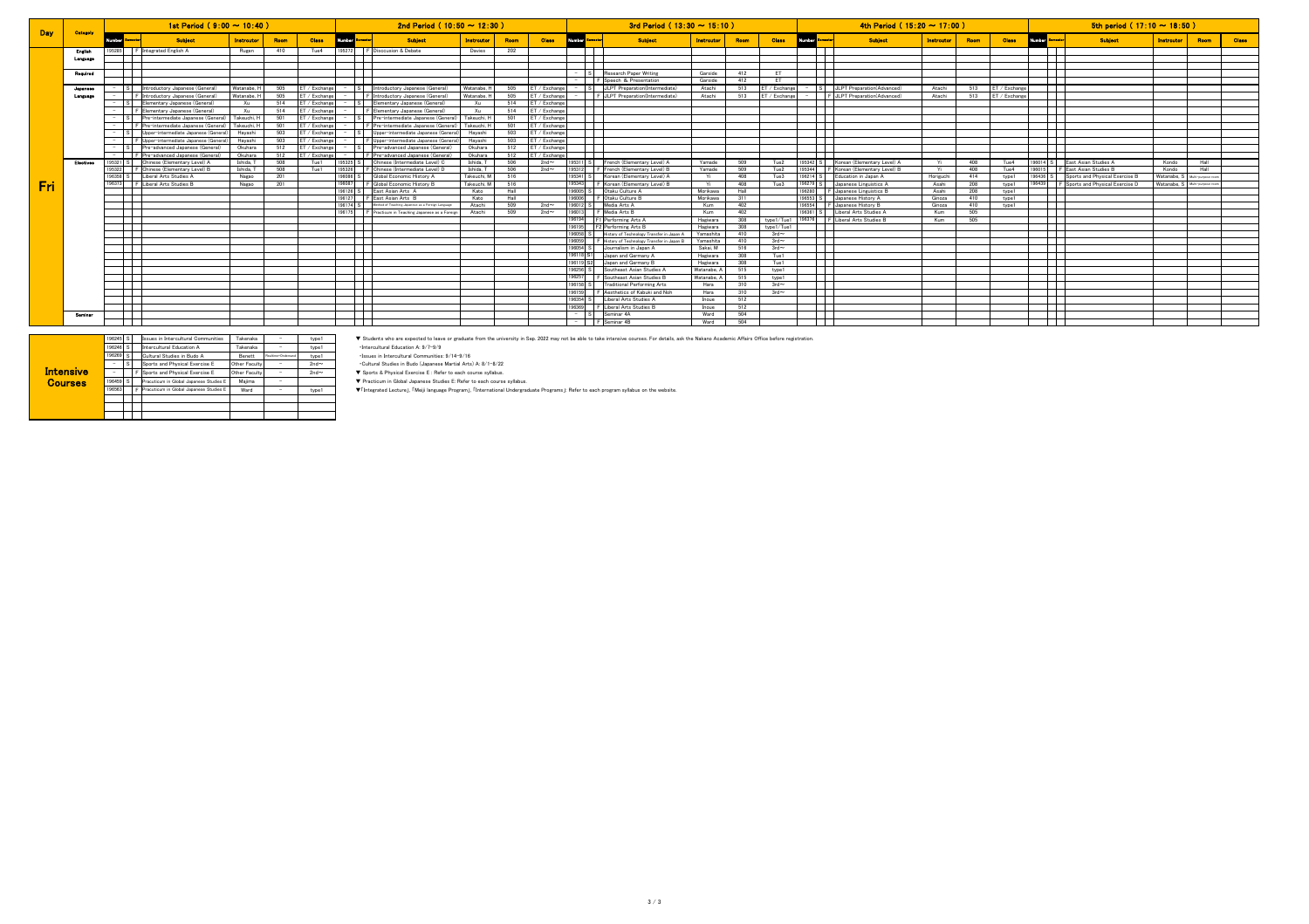| Day | Category | 1st Period (9:00 ~ 10:40) | | | | | | 2nd Period (10:50 ~ 12:30) | | | | | | 3rd Period (13:30 ~ 15:10) | | | | | | 4th Period (15:20 ~ 17:00) | | | | | | 5th period (17:10 ~ 18:50) | | | | | |
|---|---|---|---|---|---|---|---|---|---|---|---|---|---|---|---|---|---|---|---|---|---|---|---|---|---|---|---|---|---|---|---|
| | | Number | Semester | Subject | Instructor | Room | Class | Number | Semester | Subject | Instructor | Room | Class | Number | Semester | Subject | Instructor | Room | Class | Number | Semester | Subject | Instructor | Room | Class | Number | Semester | Subject | Instructor | Room | Class |
| Fri | English Language | 195285 | F | Integrated English A | Rugen | 410 | Tue4 | 195272 | F | Discussion & Debate | Davies | 202 | | | | | | | | | | | | | | | | | | | |
| | | | | | | | | | | | | | | | | | | | | | | | | | | | | | | | |
| | Required | | | | | | | | | | | | | | | | | | | | | | | | | | | | | | |
| | | | | | | | | | | | | | | ~ | S | Research Paper Writing | Garside | 412 | ET | | | | | | | | | | | | |
| | | | | | | | | | | | | | | ~ | F | Speech & Presentation | Garside | 412 | ET | | | | | | | | | | | | |
| | Japanese Language | ~ | S | Introductory Japanese (General) | Watanabe, H | 505 | ET / Exchange | ~ | S | Introductory Japanese (General) | Watanabe, H | 505 | ET / Exchange | ~ | S | JLPT Preparation(Intermediate) | Atachi | 513 | ET / Exchange | ~ | S | JLPT Preparation(Advanced) | Atachi | 513 | ET / Exchange | | | | | | |
| | | ~ | F | Introductory Japanese (General) | Watanabe, H | 505 | ET / Exchange | ~ | F | Introductory Japanese (General) | Watanabe, H | 505 | ET / Exchange | ~ | F | JLPT Preparation(Intermediate) | Atachi | 513 | ET / Exchange | ~ | F | JLPT Preparation(Advanced) | Atachi | 513 | ET / Exchange | | | | | | |
| | | ~ | S | Elementary Japanese (General) | Xu | 514 | ET / Exchange | ~ | S | Elementary Japanese (General) | Xu | 514 | ET / Exchange | | | | | | | | | | | | | | | | | | |
| | | ~ | F | Elementary Japanese (General) | Xu | 514 | ET / Exchange | ~ | F | Elementary Japanese (General) | Xu | 514 | ET / Exchange | | | | | | | | | | | | | | | | | | |
| | | ~ | S | Pre-intermediate Japanese (General) | Takeuchi, H | 501 | ET / Exchange | ~ | S | Pre-intermediate Japanese (General) | Takeuchi, H | 501 | ET / Exchange | | | | | | | | | | | | | | | | | | |
| | | ~ | F | Pre-intermediate Japanese (General) | Takeuchi, H | 501 | ET / Exchange | ~ | F | Pre-intermediate Japanese (General) | Takeuchi, H | 501 | ET / Exchange | | | | | | | | | | | | | | | | | | |
| | | ~ | S | Upper-intermediate Japanese (General) | Hayashi | 503 | ET / Exchange | ~ | S | Upper-intermediate Japanese (General) | Hayashi | 503 | ET / Exchange | | | | | | | | | | | | | | | | | | |
| | | ~ | F | Upper-intermediate Japanese (General) | Hayashi | 503 | ET / Exchange | ~ | F | Upper-intermediate Japanese (General) | Hayashi | 503 | ET / Exchange | | | | | | | | | | | | | | | | | | |
| | | ~ | S | Pre-advanced Japanese (General) | Okuhara | 512 | ET / Exchange | ~ | S | Pre-advanced Japanese (General) | Okuhara | 512 | ET / Exchange | | | | | | | | | | | | | | | | | | |
| | | ~ | F | Pre-advanced Japanese (General) | Okuhara | 512 | ET / Exchange | ~ | F | Pre-advanced Japanese (General) | Okuhara | 512 | ET / Exchange | | | | | | | | | | | | | | | | | | |
| | Electives | 195321 | S | Chinese (Elementary Level) A | Ishida, T | 508 | Tue1 | 195325 | S | Chinese (Intermediate Level) C | Ishida, T | 506 | 2nd~ | 195311 | S | French (Elementary Level) A | Yamada | 509 | Tue2 | 195342 | S | Korean (Elementary Level) A | Yi | 408 | Tue4 | 196014 | S | East Asian Studies A | Kondo | Hall | |
| | | 195322 | F | Chinese (Elementary Level) B | Ishida, T | 508 | Tue1 | 195326 | F | Chinese (Intermediate Level) D | Ishida, T | 506 | 2nd~ | 195312 | F | French (Elementary Level) B | Yamada | 509 | Tue2 | 195344 | F | Korean (Elementary Level) B | Yi | 408 | Tue4 | 196015 | F | East Asian Studies B | Kondo | Hall | |
| | | 196358 | S | Liberal Arts Studies A | Nagao | 201 | | 196086 | S | Global Economic History A | Takeuchi, M | 516 | | 195341 | S | Korean (Elementary Level) A | Yi | 408 | Tue3 | 196214 | S | Education in Japan A | Horiguchi | 414 | type1 | 196436 | S | Sports and Physical Exercise B | Watanabe, S | Multi-purpose room | |
| | | 196372 | F | Liberal Arts Studies B | Nagao | 201 | | 196087 | F | Global Economic History B | Takeuchi, M | 516 | | 195343 | F | Korean (Elementary Level) B | Yi | 408 | Tue3 | 196279 | S | Japanese Linguistics A | Asahi | 208 | type1 | 196439 | F | Sports and Physical Exercise D | Watanabe, S | Multi-purpose room | |
| | | | | | | | | 196126 | S | East Asian Arts A | Kato | Hall | | 196005 | S | Otaku Culture A | Morikawa | Hall | | 196280 | F | Japanese Linguistics B | Asahi | 208 | type1 | | | | | | |
| | | | | | | | | 196127 | F | East Asian Arts B | Kato | Hall | | 196006 | F | Otaku Culture B | Morikawa | 311 | | 196553 | S | Japanese History A | Ginoza | 410 | type1 | | | | | | |
| | | | | | | | | 196174 | S | Method of Teaching Japanese as a Foreign Language | Atachi | 509 | 2nd~ | 196012 | S | Media Arts A | Kum | 402 | | 196554 | F | Japanese History B | Ginoza | 410 | type1 | | | | | | |
| | | | | | | | | 196175 | F | Practicum in Teaching Japanese as a Foreign | Atachi | 509 | 2nd~ | 196013 | F | Media Arts B | Kum | 402 | | 196361 | S | Liberal Arts Studies A | Kum | 505 | | | | | | | |
| | | | | | | | | | | | | | | 196194 | F1 | Performing Arts A | Hagiwara | 308 | type1/Tue1 | 196376 | F | Liberal Arts Studies B | Kum | 505 | | | | | | | |
| | | | | | | | | | | | | | | 196195 | F2 | Performing Arts B | Hagiwara | 308 | type1/Tue1 | | | | | | | | | | | | |
| | | | | | | | | | | | | | | 196058 | S | History of Technology Transfer in Japan A | Yamashita | 410 | 3rd~ | | | | | | | | | | | | |
| | | | | | | | | | | | | | | 196059 | F | History of Technology Transfer in Japan B | Yamashita | 410 | 3rd~ | | | | | | | | | | | | |
| | | | | | | | | | | | | | | 196054 | S | Journalism in Japan A | Sakai, M | 516 | 3rd~ | | | | | | | | | | | | |
| | | | | | | | | | | | | | | 196118 | S1 | Japan and Germany A | Hagiwara | 308 | Tue1 | | | | | | | | | | | | |
| | | | | | | | | | | | | | | 196119 | S2 | Japan and Germany B | Hagiwara | 308 | Tue1 | | | | | | | | | | | | |
| | | | | | | | | | | | | | | 196256 | S | Southeast Asian Studies A | Watanabe, A | 515 | type1 | | | | | | | | | | | | |
| | | | | | | | | | | | | | | 196257 | F | Southeast Asian Studies B | Watanabe, A | 515 | type1 | | | | | | | | | | | | |
| | | | | | | | | | | | | | | 196158 | S | Traditional Performing Arts | Hara | 310 | 3rd~ | | | | | | | | | | | | |
| | | | | | | | | | | | | | | 196159 | F | Aesthetics of Kabuki and Noh | Hara | 310 | 3rd~ | | | | | | | | | | | | |
| | | | | | | | | | | | | | | 196354 | S | Liberal Arts Studies A | Inoue | 512 | | | | | | | | | | | | | |
| | | | | | | | | | | | | | | 196369 | F | Liberal Arts Studies B | Inoue | 512 | | | | | | | | | | | | | |
| | Seminar | | | | | | | | | | | | | ~ | S | Seminar 4A | Ward | 504 | | | | | | | | | | | | | |
| | | | | | | | | | | | | | | ~ | F | Seminar 4B | Ward | 504 | | | | | | | | | | | | | |

## Intensive Courses

| Number | Semester | Subject | Instructor | Room | Class |
|---|---|---|---|---|---|
| 196245 | S | Issues in Intercultural Communities | Takenaka | – | type1 |
| 196246 | S | Intercultural Education A | Takenaka | – | type1 |
| 196269 | S | Cultural Studies in Budo A | Benett | Practice-Underground | type1 |
| ~ | S | Sports and Physical Exercise E | Other Faculty | – | 2nd~ |
| ~ | F | Sports and Physical Exercise E | Other Faculty | – | 2nd~ |
| 196489 | S | Practicum in Global Japanese Studies E | Majima | – | |
| 196583 | F | Practicum in Global Japanese Studies E | Ward | – | type1 |

▼ Students who are expected to leave or graduate from the university in Sep. 2022 may not be able to take intensive courses. For details, ask the Nakano Academic Affairs Office before registration.

-Intercultural Education A: 9/7-9/9

-Issues in Intercultural Communities: 9/14-9/16

-Cultural Studies in Budo (Japanese Martial Arts) A: 8/1-8/22

▼ Sports & Physical Exercise E : Refer to each course syllabus.

▼ Practicum in Global Japanese Studies E: Refer to each course syllabus.

▼「Integrated Lecture」,「Meiji language Program」,「International Undergraduate Programs」: Refer to each program syllabus on the website.